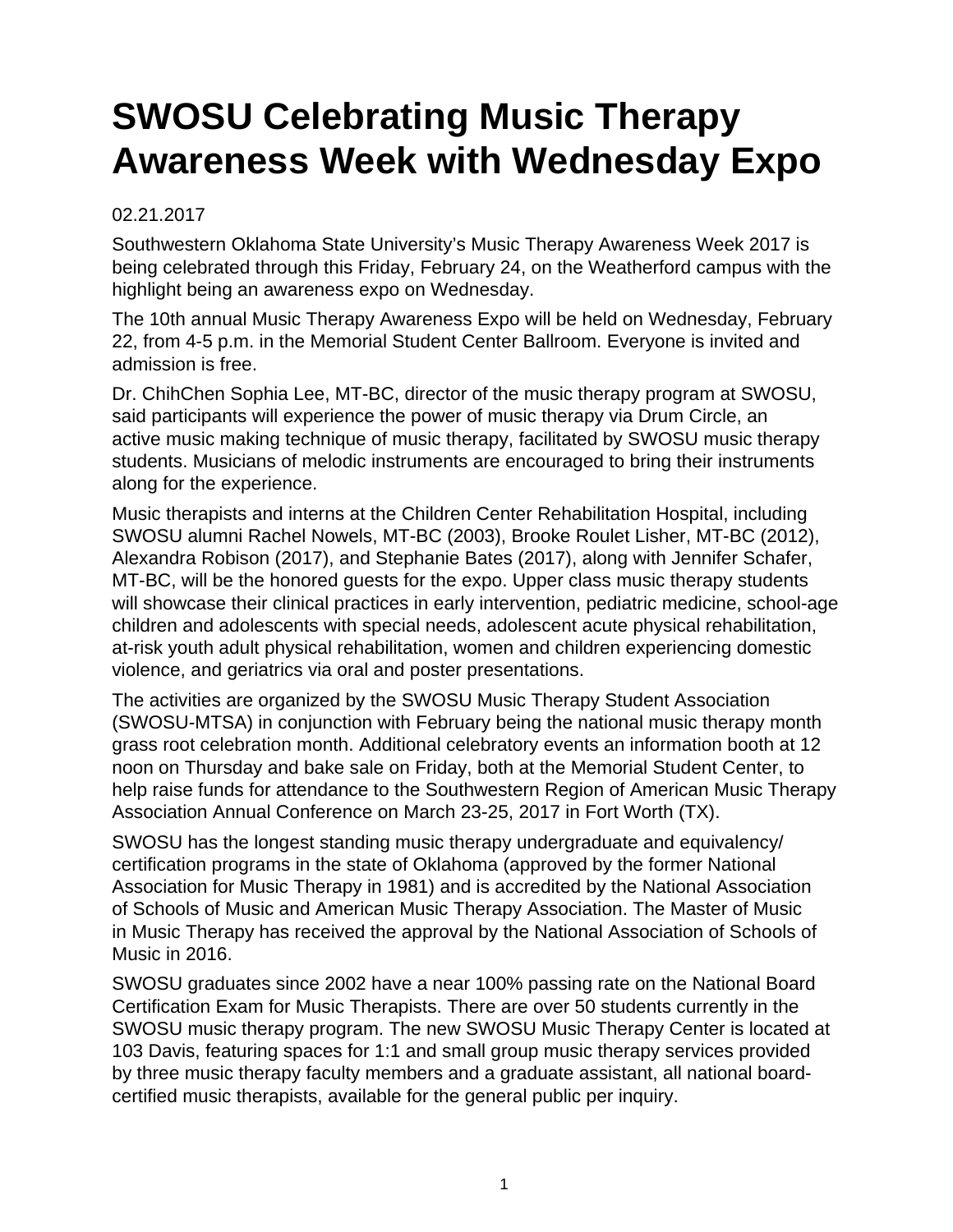# SWOSU Celebrating Music Therapy Awareness Week with Wednesday Expo

02.21.2017

Southwestern Oklahoma State University's Music Therapy Awareness Week 2017 is being celebrated through this Friday, February 24, on the Weatherford campus with the highlight being an awareness expo on Wednesday.

The 10th annual Music Therapy Awareness Expo will be held on Wednesday, February 22, from 4-5 p.m. in the Memorial Student Center Ballroom. Everyone is invited and admission is free.

Dr. ChihChen Sophia Lee, MT-BC, director of the music therapy program at SWOSU, said participants will experience the power of music therapy via Drum Circle, an active music making technique of music therapy, facilitated by SWOSU music therapy students. Musicians of melodic instruments are encouraged to bring their instruments along for the experience.

Music therapists and interns at the Children Center Rehabilitation Hospital, including SWOSU alumni Rachel Nowels, MT-BC (2003), Brooke Roulet Lisher, MT-BC (2012), Alexandra Robison (2017), and Stephanie Bates (2017), along with Jennifer Schafer, MT-BC, will be the honored guests for the expo. Upper class music therapy students will showcase their clinical practices in early intervention, pediatric medicine, school-age children and adolescents with special needs, adolescent acute physical rehabilitation, at-risk youth adult physical rehabilitation, women and children experiencing domestic violence, and geriatrics via oral and poster presentations.

The activities are organized by the SWOSU Music Therapy Student Association (SWOSU-MTSA) in conjunction with February being the national music therapy month grass root celebration month. Additional celebratory events an information booth at 12 noon on Thursday and bake sale on Friday, both at the Memorial Student Center, to help raise funds for attendance to the Southwestern Region of American Music Therapy Association Annual Conference on March 23-25, 2017 in Fort Worth (TX).

SWOSU has the longest standing music therapy undergraduate and equivalency/ certification programs in the state of Oklahoma (approved by the former National Association for Music Therapy in 1981) and is accredited by the National Association of Schools of Music and American Music Therapy Association. The Master of Music in Music Therapy has received the approval by the National Association of Schools of Music in 2016.

SWOSU graduates since 2002 have a near 100% passing rate on the National Board Certification Exam for Music Therapists. There are over 50 students currently in the SWOSU music therapy program. The new SWOSU Music Therapy Center is located at 103 Davis, featuring spaces for 1:1 and small group music therapy services provided by three music therapy faculty members and a graduate assistant, all national board-certified music therapists, available for the general public per inquiry.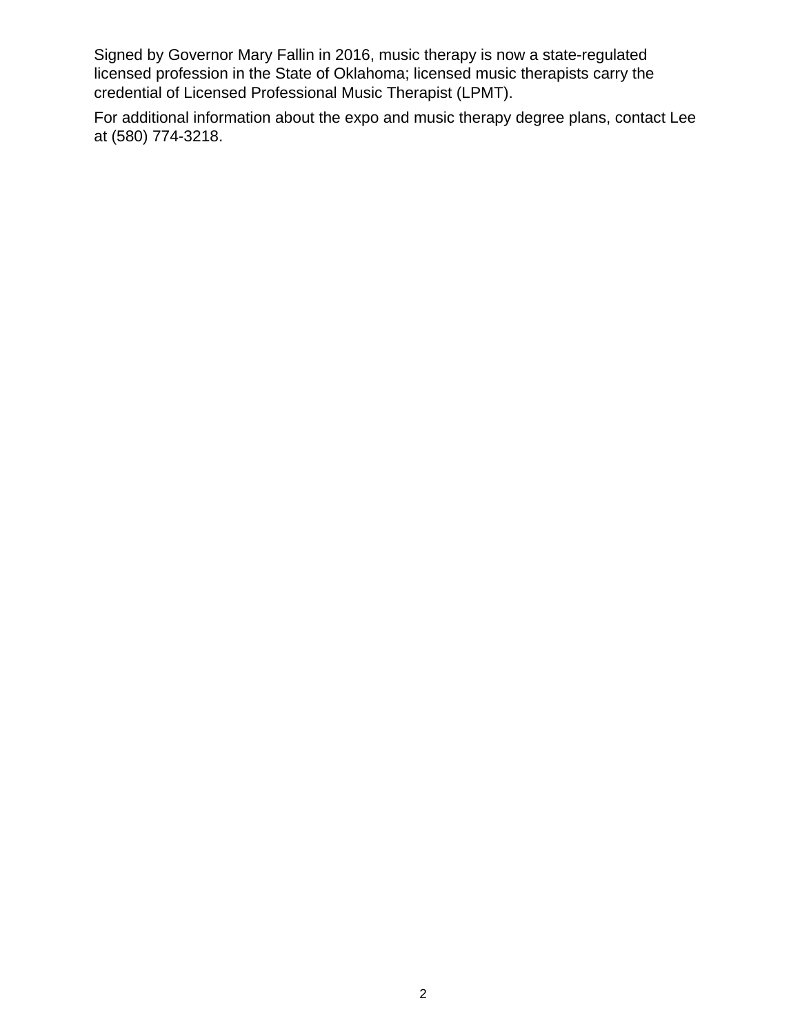Signed by Governor Mary Fallin in 2016, music therapy is now a state-regulated licensed profession in the State of Oklahoma; licensed music therapists carry the credential of Licensed Professional Music Therapist (LPMT).

For additional information about the expo and music therapy degree plans, contact Lee at (580) 774-3218.